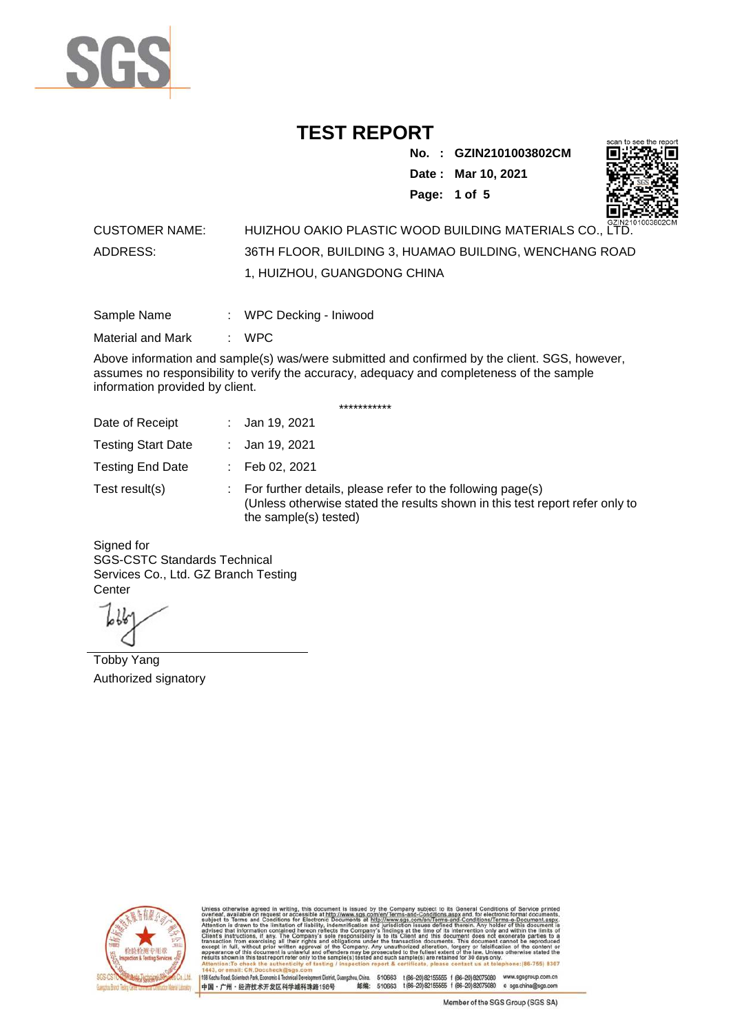# TEST REPORT

**No. : GZIN2101003802CM**
**Date : Mar 10, 2021**

CUSTOMER NAME: HUIZHOU OAKIO PLASTIC WOOD BUILDING MATERIALS CO., LTD.
ADDRESS: 36TH FLOOR, BUILDING 3, HUAMAO BUILDING, WENCHANG ROAD 1, HUIZHOU, GUANGDONG CHINA

Sample Name : WPC Decking - Iniwood

Material and Mark : WPC

Above information and sample(s) was/were submitted and confirmed by the client. SGS, however, assumes no responsibility to verify the accuracy, adequacy and completeness of the sample information provided by client.

***********

Date of Receipt : Jan 19, 2021

Testing Start Date : Jan 19, 2021

Testing End Date : Feb 02, 2021

Test result(s) : For further details, please refer to the following page(s)
(Unless otherwise stated the results shown in this test report refer only to the sample(s) tested)

Signed for
SGS-CSTC Standards Technical Services Co., Ltd. GZ Branch Testing Center

Tobby Yang
Authorized signatory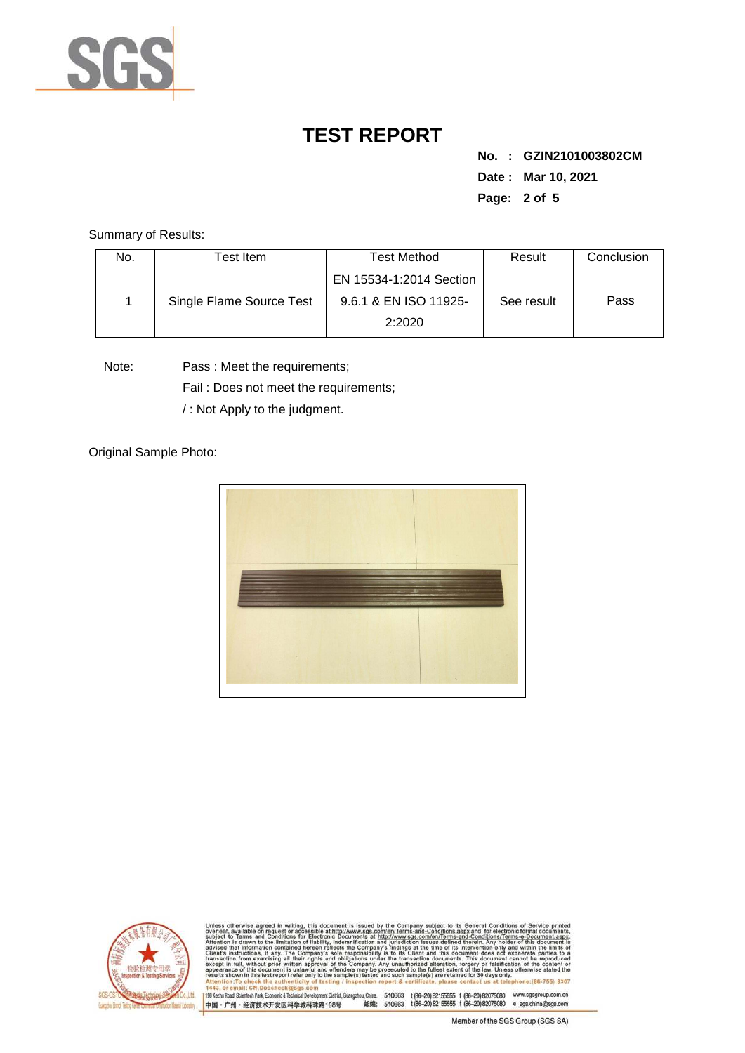# TEST REPORT

**No. : GZIN2101003802CM**
**Date : Mar 10, 2021**

Summary of Results:

| No. | Test Item | Test Method | Result | Conclusion |
|---|---|---|---|---|
| 1 | Single Flame Source Test | EN 15534-1:2014 Section 9.6.1 & EN ISO 11925-2:2020 | See result | Pass |

Note: Pass : Meet the requirements;
Fail : Does not meet the requirements;
/ : Not Apply to the judgment.

Original Sample Photo: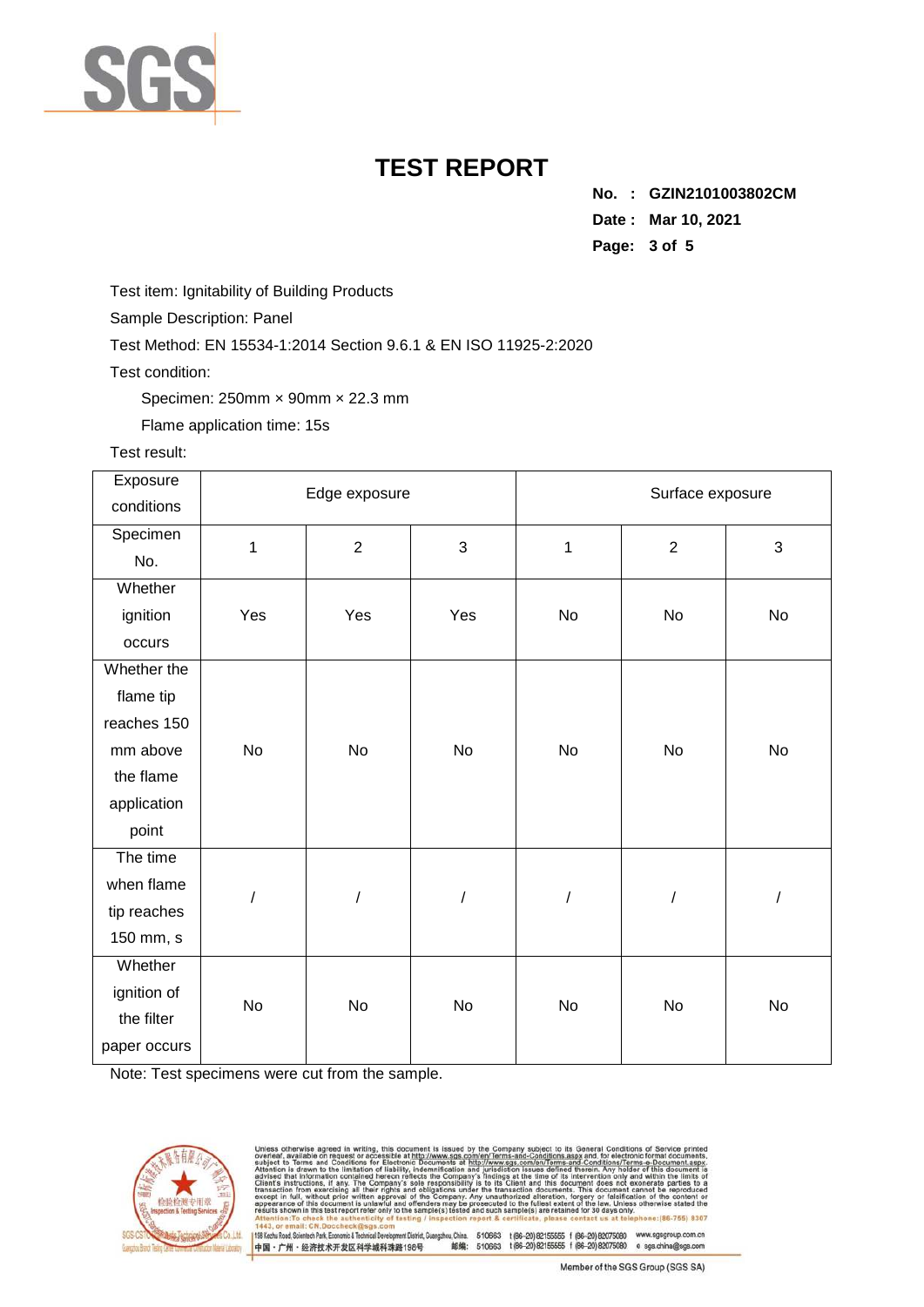# TEST REPORT

**No. : GZIN2101003802CM**

**Date : Mar 10, 2021**

Test item: Ignitability of Building Products

Sample Description: Panel

Test Method: EN 15534-1:2014 Section 9.6.1 & EN ISO 11925-2:2020

Test condition:

Specimen: 250mm × 90mm × 22.3 mm

Flame application time: 15s

Test result:

| Exposure conditions | Edge exposure | | | Surface exposure | | |
|---|---|---|---|---|---|---|
| Specimen No. | 1 | 2 | 3 | 1 | 2 | 3 |
| Whether ignition occurs | Yes | Yes | Yes | No | No | No |
| Whether the flame tip reaches 150 mm above the flame application point | No | No | No | No | No | No |
| The time when flame tip reaches 150 mm, s | / | / | / | / | / | / |
| Whether ignition of the filter paper occurs | No | No | No | No | No | No |

Note: Test specimens were cut from the sample.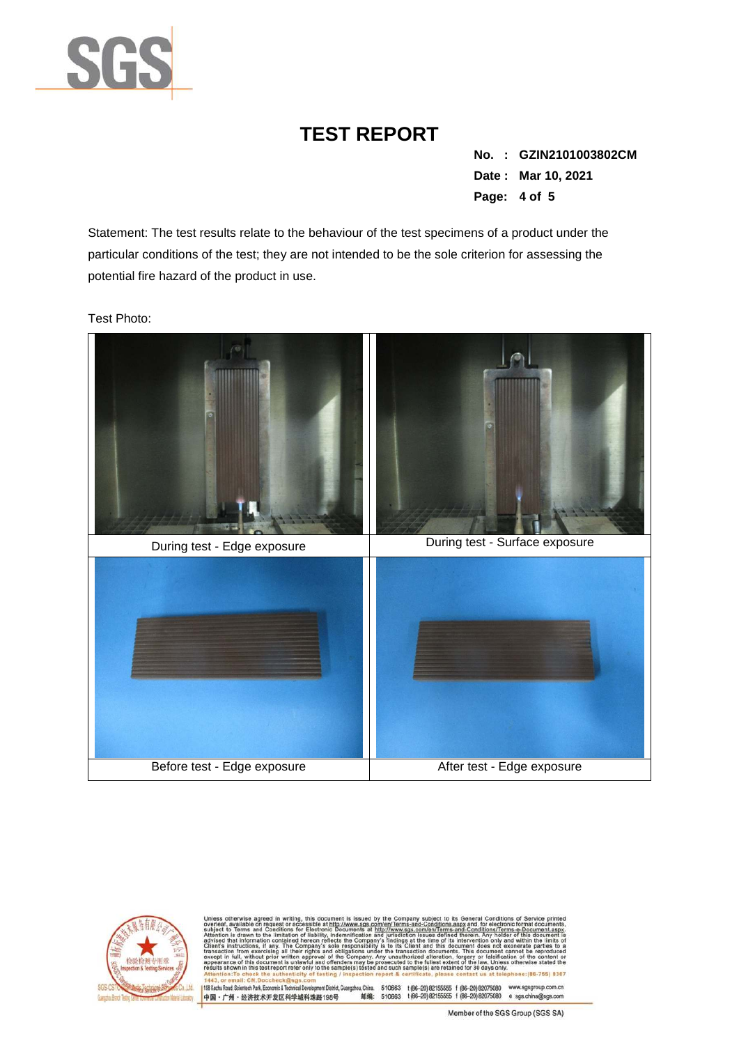# TEST REPORT

**No. : GZIN2101003802CM**
**Date : Mar 10, 2021**

Statement: The test results relate to the behaviour of the test specimens of a product under the particular conditions of the test; they are not intended to be the sole criterion for assessing the potential fire hazard of the product in use.

Test Photo:

| During test - Edge exposure | During test - Surface exposure |
|---|---|
| Before test - Edge exposure | After test - Edge exposure |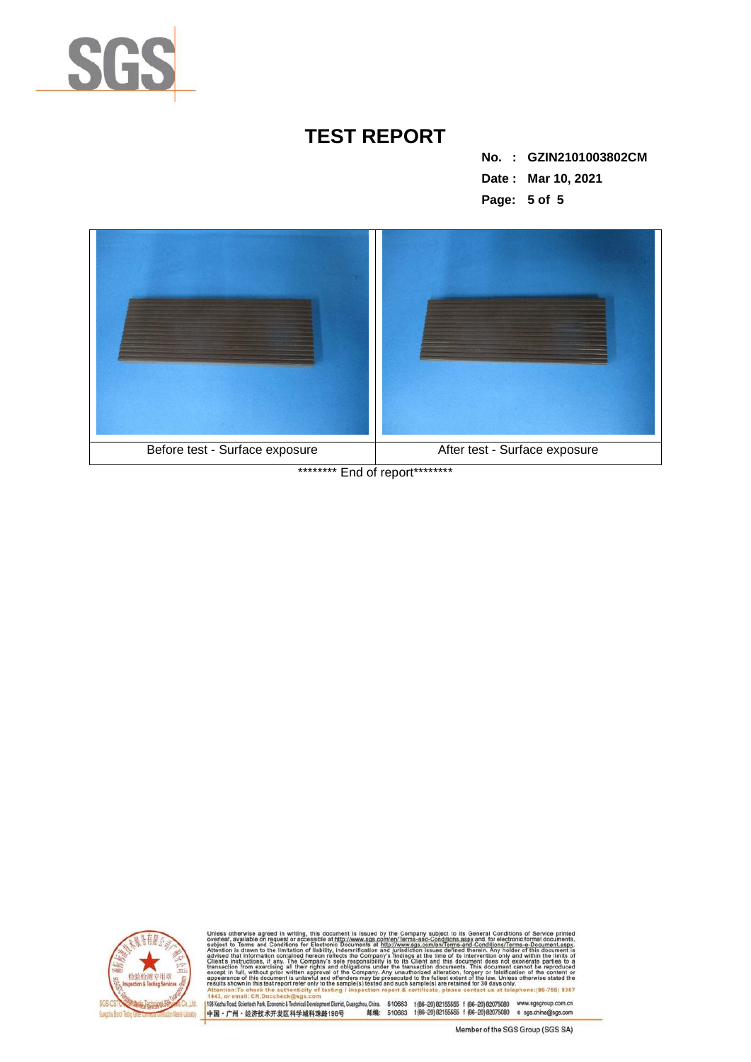# TEST REPORT

**No. : GZIN2101003802CM**

**Date : Mar 10, 2021**

| | |
|---|---|
| Before test - Surface exposure | After test - Surface exposure |

******** End of report********